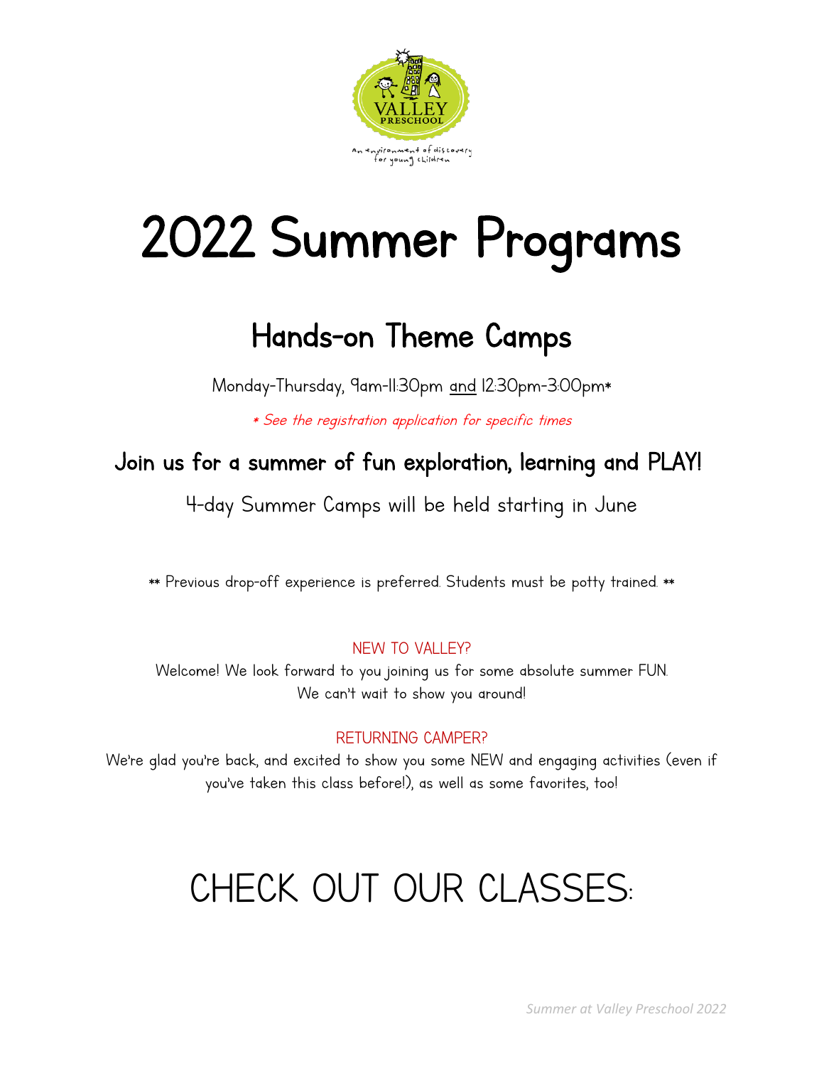# 2022 Summer Programs

## Hands-on Theme Camps

Monday-Thursday, 9am-11:30pm and 12:30pm-3:00pm*

*\* See the registration application for specific times*

### Join us for a summer of fun exploration, learning and PLAY!

4-day Summer Camps will be held starting in June

** Previous drop-off experience is preferred. Students must be potty trained. **

NEW TO VALLEY?

Welcome! We look forward to you joining us for some absolute summer FUN. We can't wait to show you around!

RETURNING CAMPER?

We're glad you're back, and excited to show you some NEW and engaging activities (even if you've taken this class before!), as well as some favorites, too!

# CHECK OUT OUR CLASSES: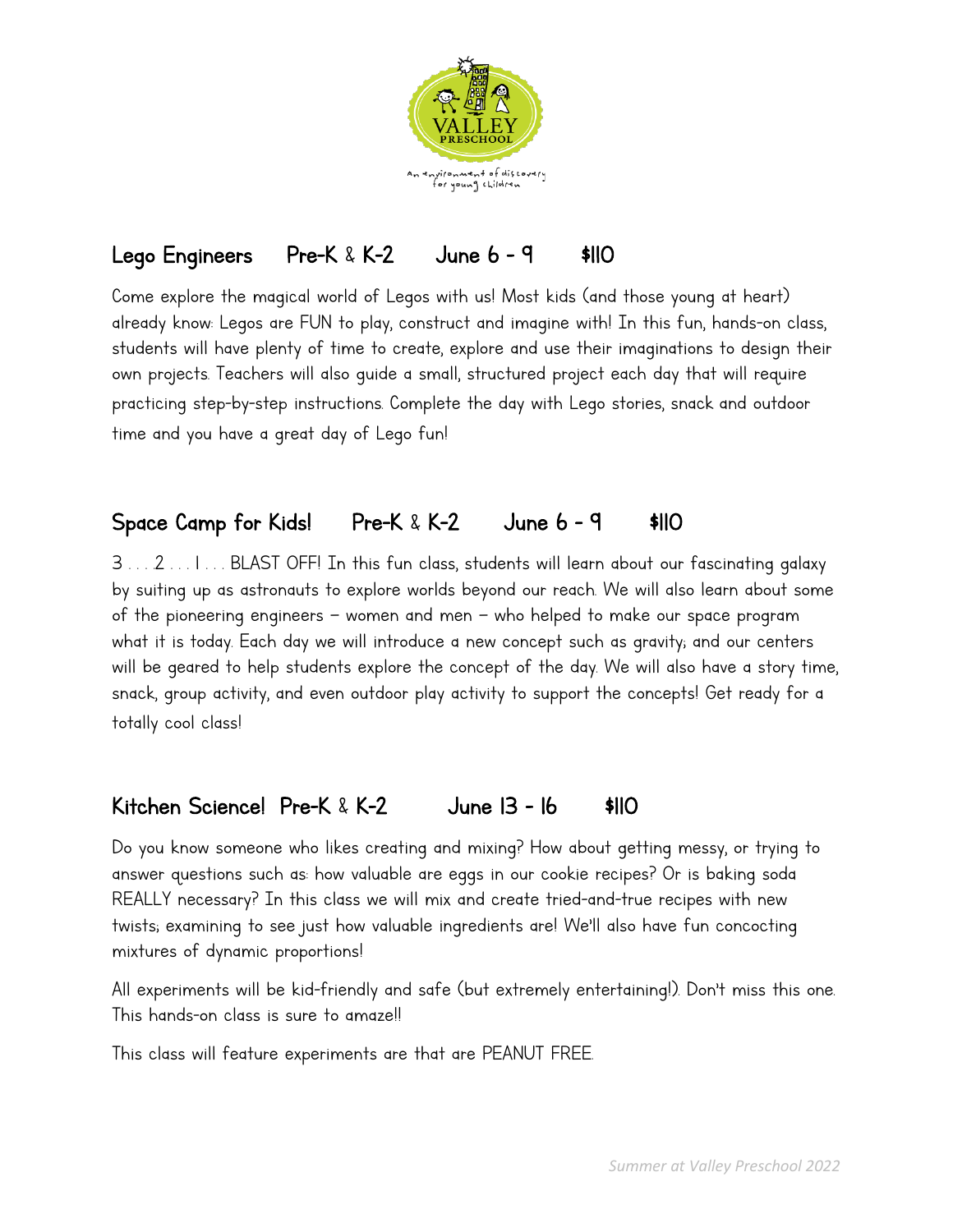## Lego Engineers Pre-K & K-2 June 6 - 9 $110

Come explore the magical world of Legos with us! Most kids (and those young at heart) already know: Legos are FUN to play, construct and imagine with! In this fun, hands-on class, students will have plenty of time to create, explore and use their imaginations to design their own projects. Teachers will also guide a small, structured project each day that will require practicing step-by-step instructions. Complete the day with Lego stories, snack and outdoor time and you have a great day of Lego fun!

## Space Camp for Kids! Pre-K & K-2 June 6 - 9 $110

3 . . . .2 . . . 1 . . . BLAST OFF! In this fun class, students will learn about our fascinating galaxy by suiting up as astronauts to explore worlds beyond our reach. We will also learn about some of the pioneering engineers – women and men – who helped to make our space program what it is today. Each day we will introduce a new concept such as gravity; and our centers will be geared to help students explore the concept of the day. We will also have a story time, snack, group activity, and even outdoor play activity to support the concepts! Get ready for a totally cool class!

## Kitchen Science! Pre-K & K-2 June 13 - 16 $110

Do you know someone who likes creating and mixing? How about getting messy, or trying to answer questions such as: how valuable are eggs in our cookie recipes? Or is baking soda REALLY necessary? In this class we will mix and create tried-and-true recipes with new twists; examining to see just how valuable ingredients are! We'll also have fun concocting mixtures of dynamic proportions!

All experiments will be kid-friendly and safe (but extremely entertaining!). Don't miss this one. This hands-on class is sure to amaze!!

This class will feature experiments are that are PEANUT FREE.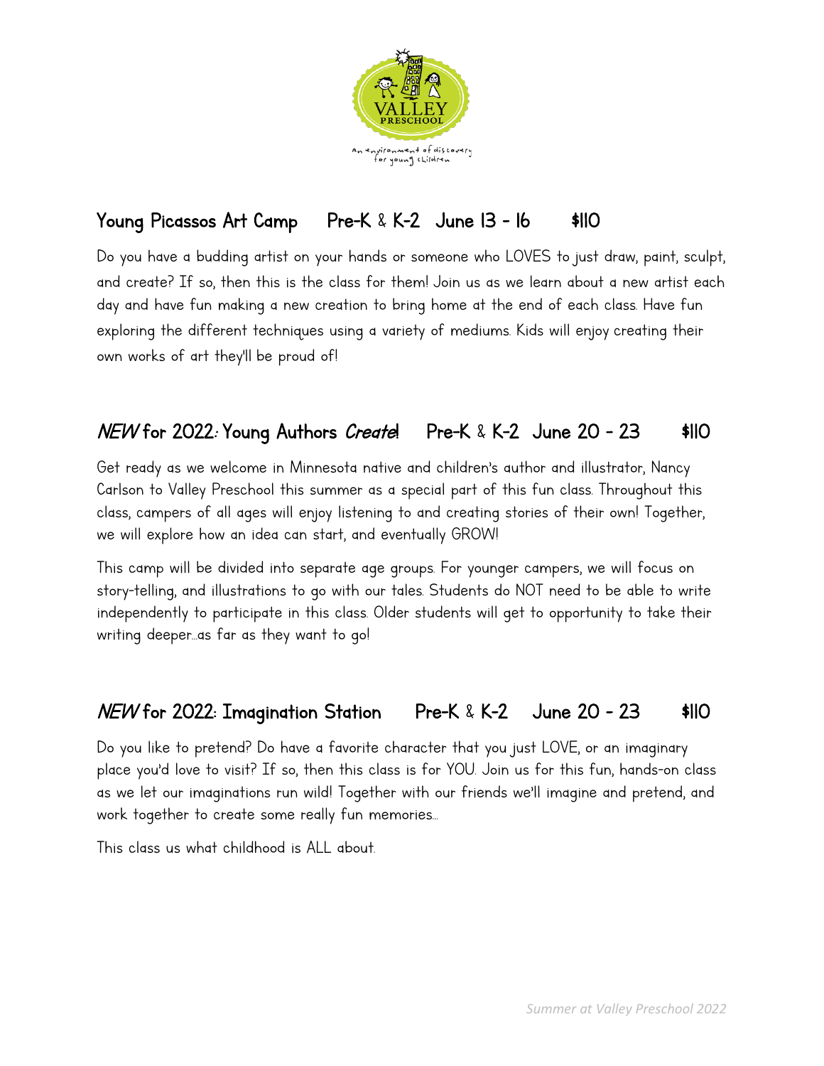## Young Picassos Art Camp    Pre-K & K-2   June 13 - 16    $110

Do you have a budding artist on your hands or someone who LOVES to just draw, paint, sculpt, and create? If so, then this is the class for them! Join us as we learn about a new artist each day and have fun making a new creation to bring home at the end of each class. Have fun exploring the different techniques using a variety of mediums. Kids will enjoy creating their own works of art they'll be proud of!

## *NEW* for 2022: Young Authors *Create*!    Pre-K & K-2   June 20 - 23    $110

Get ready as we welcome in Minnesota native and children's author and illustrator, Nancy Carlson to Valley Preschool this summer as a special part of this fun class. Throughout this class, campers of all ages will enjoy listening to and creating stories of their own! Together, we will explore how an idea can start, and eventually GROW!

This camp will be divided into separate age groups. For younger campers, we will focus on story-telling, and illustrations to go with our tales. Students do NOT need to be able to write independently to participate in this class. Older students will get to opportunity to take their writing deeper...as far as they want to go!

## *NEW* for 2022: Imagination Station    Pre-K & K-2    June 20 - 23    $110

Do you like to pretend? Do have a favorite character that you just LOVE, or an imaginary place you'd love to visit? If so, then this class is for YOU. Join us for this fun, hands-on class as we let our imaginations run wild! Together with our friends we'll imagine and pretend, and work together to create some really fun memories...

This class us what childhood is ALL about.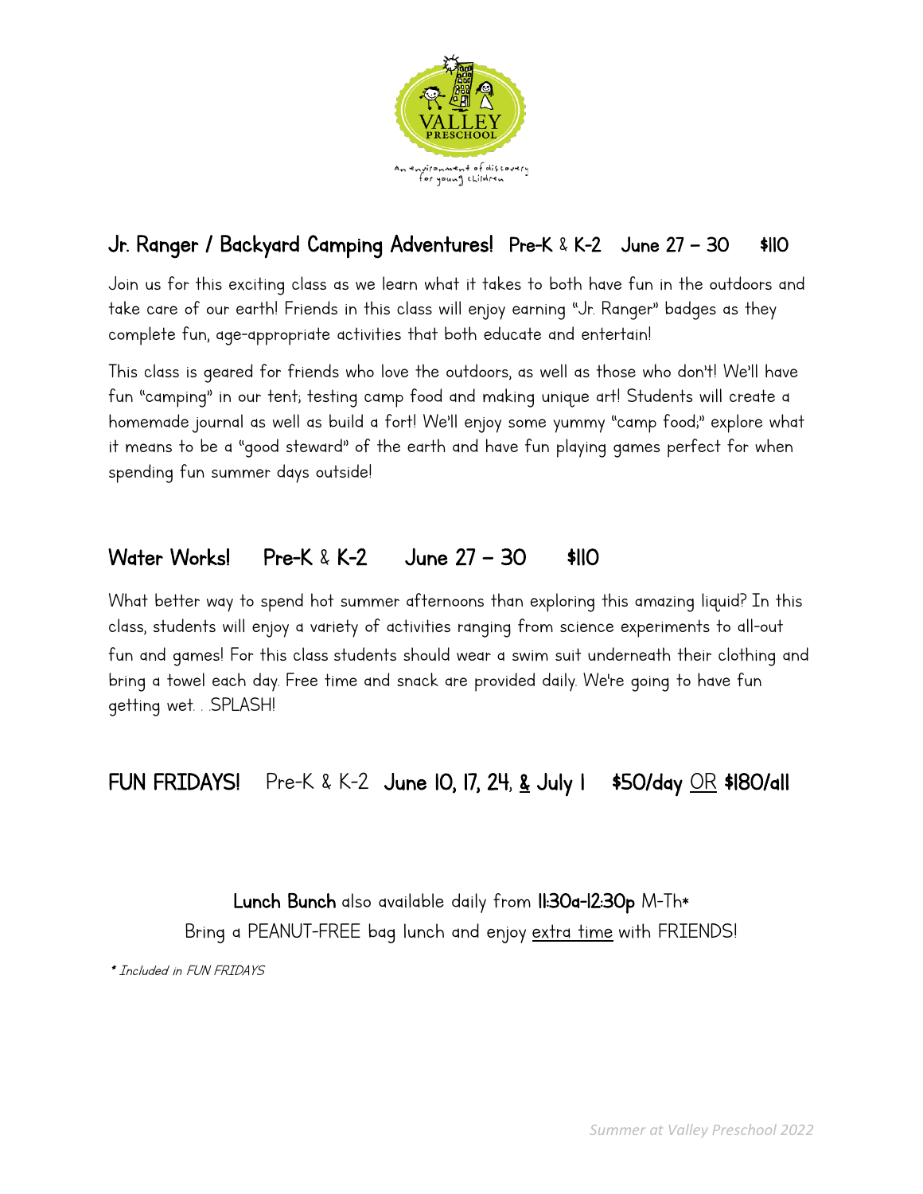VALLEY PRESCHOOL

An environment of discovery for young children

## Jr. Ranger / Backyard Camping Adventures! Pre-K & K-2 June 27 – 30 $110

Join us for this exciting class as we learn what it takes to both have fun in the outdoors and take care of our earth! Friends in this class will enjoy earning "Jr. Ranger" badges as they complete fun, age-appropriate activities that both educate and entertain!

This class is geared for friends who love the outdoors, as well as those who don't! We'll have fun "camping" in our tent; testing camp food and making unique art! Students will create a homemade journal as well as build a fort! We'll enjoy some yummy "camp food;" explore what it means to be a "good steward" of the earth and have fun playing games perfect for when spending fun summer days outside!

## Water Works! Pre-K & K-2 June 27 – 30 $110

What better way to spend hot summer afternoons than exploring this amazing liquid? In this class, students will enjoy a variety of activities ranging from science experiments to all-out fun and games! For this class students should wear a swim suit underneath their clothing and bring a towel each day. Free time and snack are provided daily. We're going to have fun getting wet. . .SPLASH!

## FUN FRIDAYS! Pre-K & K-2 June 10, 17, 24, & July 1 $50/day OR $180/all

**Lunch Bunch** also available daily from **11:30a-12:30p** M-Th*
Bring a PEANUT-FREE bag lunch and enjoy extra time with FRIENDS!

*\* Included in FUN FRIDAYS*